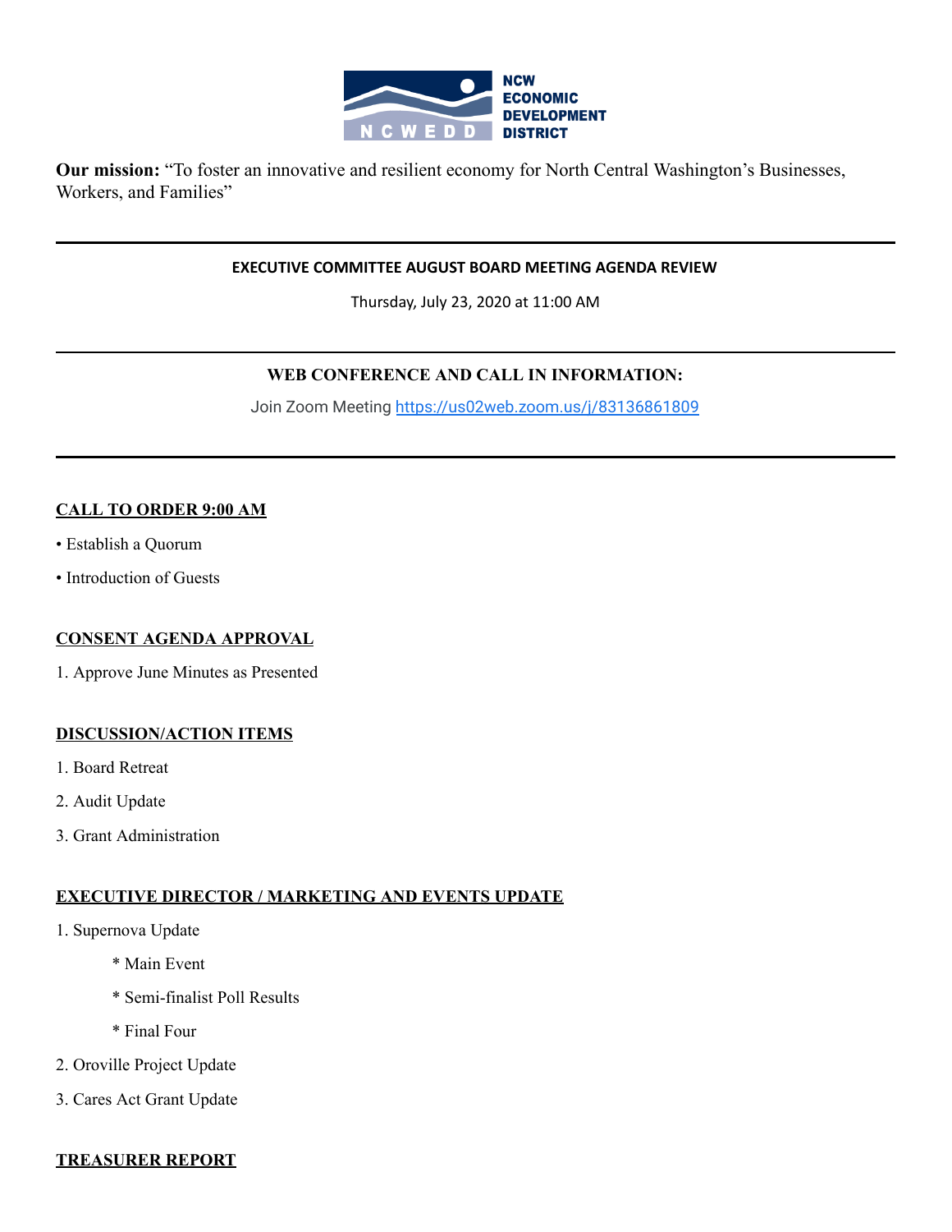NCW ECONOMIC DEVELOPMENT DISTRICT

**Our mission:** "To foster an innovative and resilient economy for North Central Washington's Businesses, Workers, and Families"

---

**EXECUTIVE COMMITTEE AUGUST BOARD MEETING AGENDA REVIEW**

Thursday, July 23, 2020 at 11:00 AM

---

**WEB CONFERENCE AND CALL IN INFORMATION:**

Join Zoom Meeting https://us02web.zoom.us/j/83136861809

---

## CALL TO ORDER 9:00 AM

• Establish a Quorum

• Introduction of Guests

## CONSENT AGENDA APPROVAL

1. Approve June Minutes as Presented

## DISCUSSION/ACTION ITEMS

1. Board Retreat
2. Audit Update
3. Grant Administration

## EXECUTIVE DIRECTOR / MARKETING AND EVENTS UPDATE

1. Supernova Update
   * Main Event
   * Semi-finalist Poll Results
   * Final Four
2. Oroville Project Update
3. Cares Act Grant Update

## TREASURER REPORT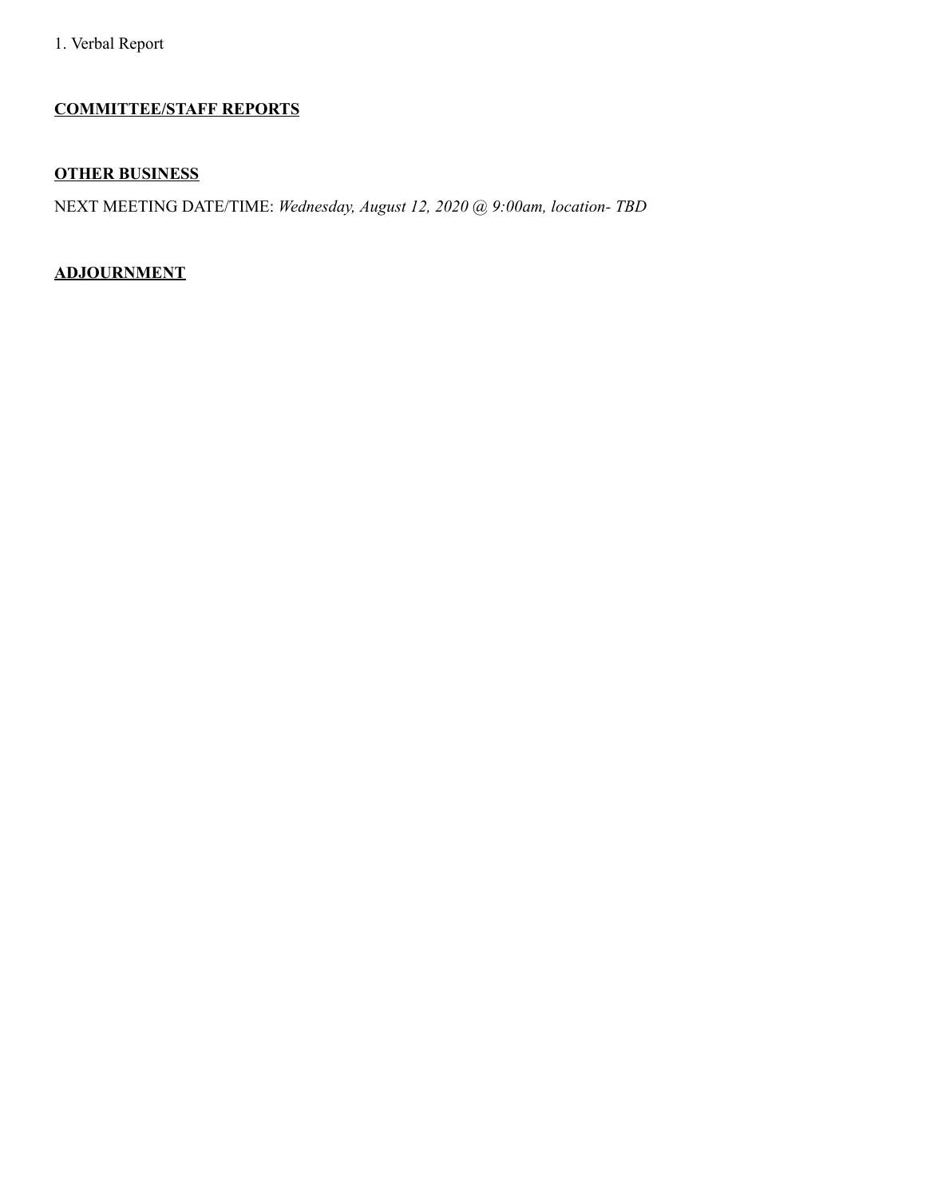1. Verbal Report

## **COMMITTEE/STAFF REPORTS**

## **OTHER BUSINESS**

NEXT MEETING DATE/TIME: *Wednesday, August 12, 2020 @ 9:00am, location- TBD*

## **ADJOURNMENT**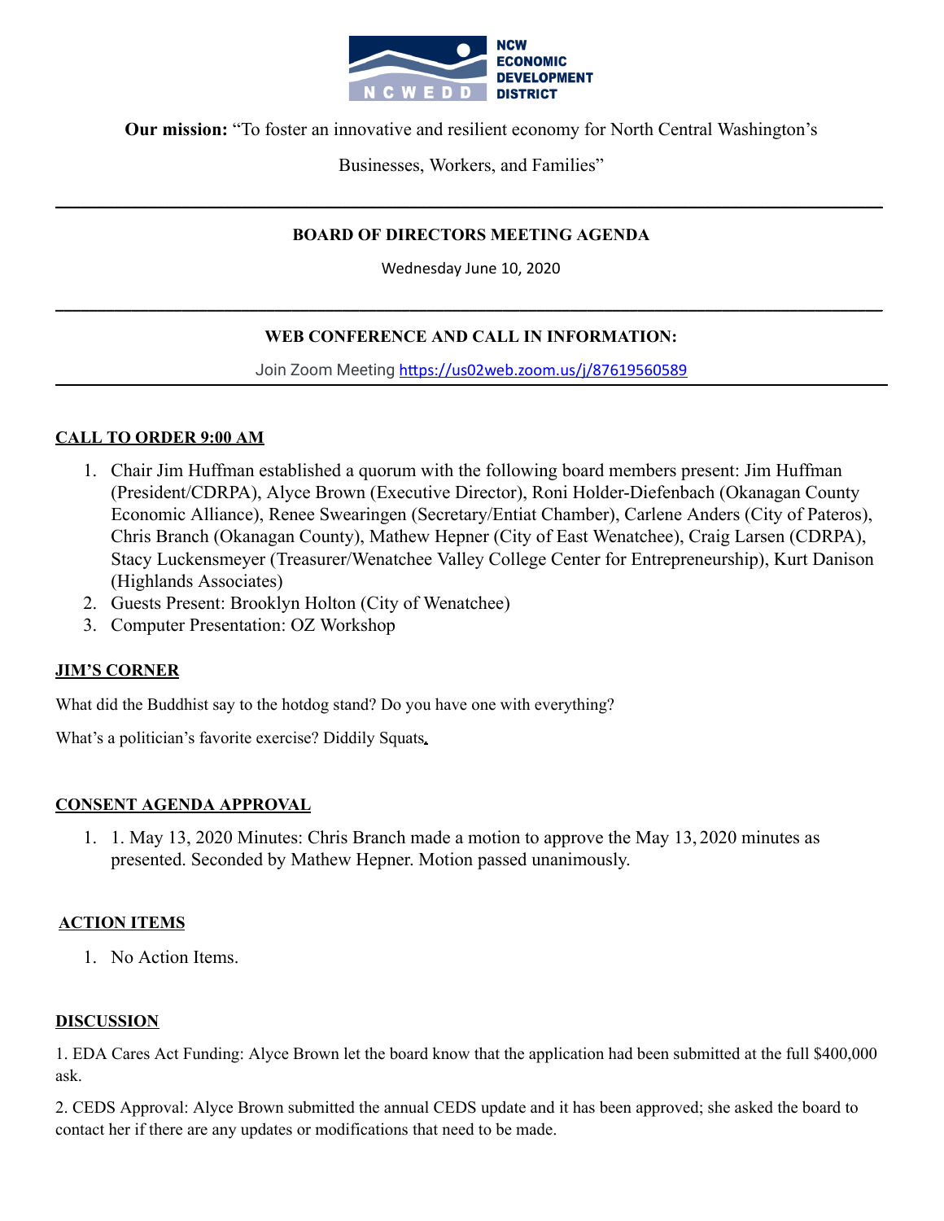NCW ECONOMIC DEVELOPMENT DISTRICT

**Our mission:** "To foster an innovative and resilient economy for North Central Washington's Businesses, Workers, and Families"

---

**BOARD OF DIRECTORS MEETING AGENDA**

Wednesday June 10, 2020

---

**WEB CONFERENCE AND CALL IN INFORMATION:**

Join Zoom Meeting https://us02web.zoom.us/j/87619560589

---

**CALL TO ORDER 9:00 AM**

1. Chair Jim Huffman established a quorum with the following board members present: Jim Huffman (President/CDRPA), Alyce Brown (Executive Director), Roni Holder-Diefenbach (Okanagan County Economic Alliance), Renee Swearingen (Secretary/Entiat Chamber), Carlene Anders (City of Pateros), Chris Branch (Okanagan County), Mathew Hepner (City of East Wenatchee), Craig Larsen (CDRPA), Stacy Luckensmeyer (Treasurer/Wenatchee Valley College Center for Entrepreneurship), Kurt Danison (Highlands Associates)
2. Guests Present: Brooklyn Holton (City of Wenatchee)
3. Computer Presentation: OZ Workshop

**JIM'S CORNER**

What did the Buddhist say to the hotdog stand? Do you have one with everything?

What's a politician's favorite exercise? Diddily Squats.

**CONSENT AGENDA APPROVAL**

1. 1. May 13, 2020 Minutes: Chris Branch made a motion to approve the May 13, 2020 minutes as presented. Seconded by Mathew Hepner. Motion passed unanimously.

**ACTION ITEMS**

1. No Action Items.

**DISCUSSION**

1. EDA Cares Act Funding: Alyce Brown let the board know that the application had been submitted at the full $400,000 ask.

2. CEDS Approval: Alyce Brown submitted the annual CEDS update and it has been approved; she asked the board to contact her if there are any updates or modifications that need to be made.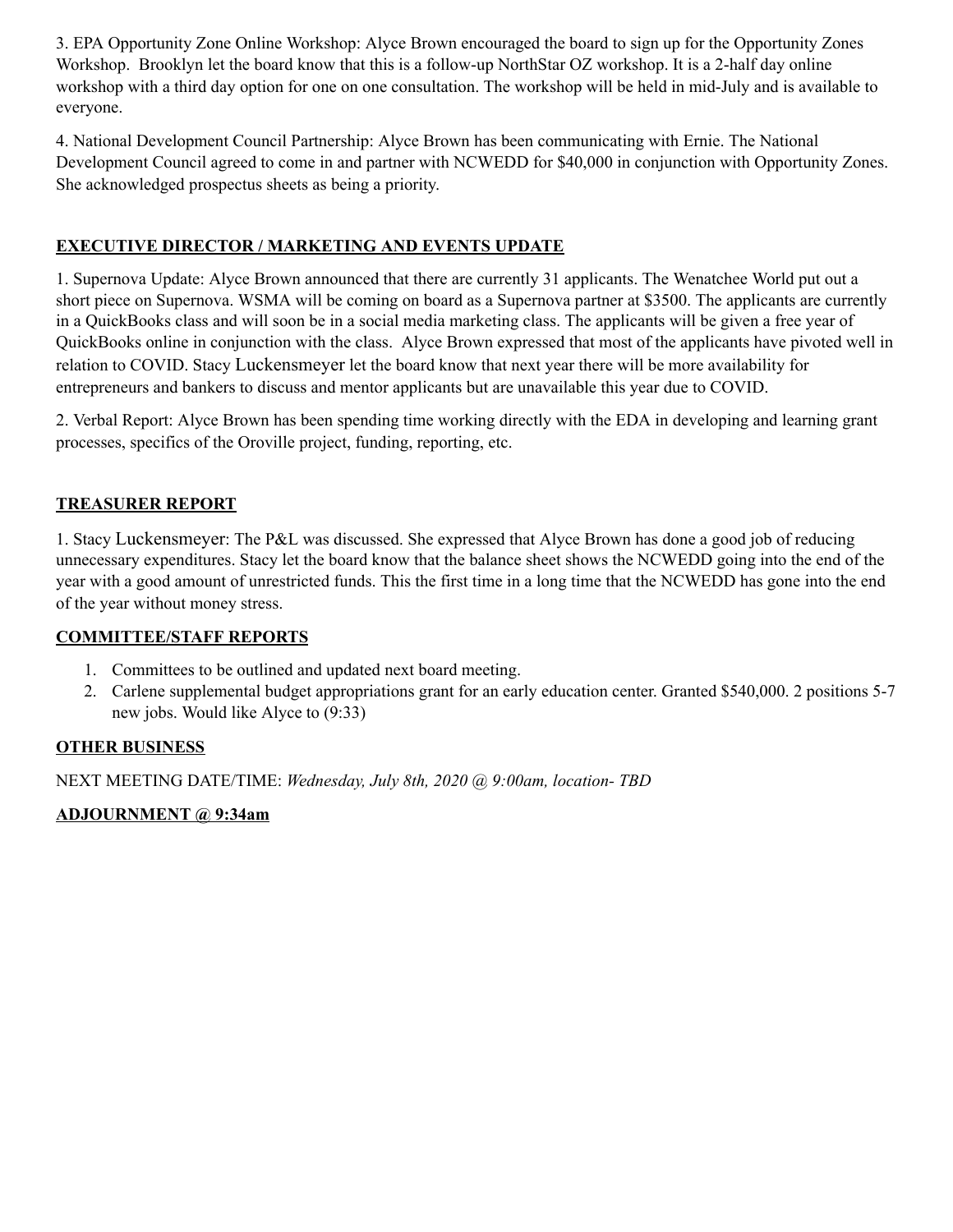3. EPA Opportunity Zone Online Workshop: Alyce Brown encouraged the board to sign up for the Opportunity Zones Workshop. Brooklyn let the board know that this is a follow-up NorthStar OZ workshop. It is a 2-half day online workshop with a third day option for one on one consultation. The workshop will be held in mid-July and is available to everyone.

4. National Development Council Partnership: Alyce Brown has been communicating with Ernie. The National Development Council agreed to come in and partner with NCWEDD for $40,000 in conjunction with Opportunity Zones. She acknowledged prospectus sheets as being a priority.

## EXECUTIVE DIRECTOR / MARKETING AND EVENTS UPDATE

1. Supernova Update: Alyce Brown announced that there are currently 31 applicants. The Wenatchee World put out a short piece on Supernova. WSMA will be coming on board as a Supernova partner at $3500. The applicants are currently in a QuickBooks class and will soon be in a social media marketing class. The applicants will be given a free year of QuickBooks online in conjunction with the class. Alyce Brown expressed that most of the applicants have pivoted well in relation to COVID. Stacy Luckensmeyer let the board know that next year there will be more availability for entrepreneurs and bankers to discuss and mentor applicants but are unavailable this year due to COVID.

2. Verbal Report: Alyce Brown has been spending time working directly with the EDA in developing and learning grant processes, specifics of the Oroville project, funding, reporting, etc.

## TREASURER REPORT

1. Stacy Luckensmeyer: The P&L was discussed. She expressed that Alyce Brown has done a good job of reducing unnecessary expenditures. Stacy let the board know that the balance sheet shows the NCWEDD going into the end of the year with a good amount of unrestricted funds. This the first time in a long time that the NCWEDD has gone into the end of the year without money stress.

## COMMITTEE/STAFF REPORTS

1. Committees to be outlined and updated next board meeting.
2. Carlene supplemental budget appropriations grant for an early education center. Granted $540,000. 2 positions 5-7 new jobs. Would like Alyce to (9:33)

## OTHER BUSINESS

NEXT MEETING DATE/TIME: *Wednesday, July 8th, 2020 @ 9:00am, location- TBD*

## ADJOURNMENT @ 9:34am